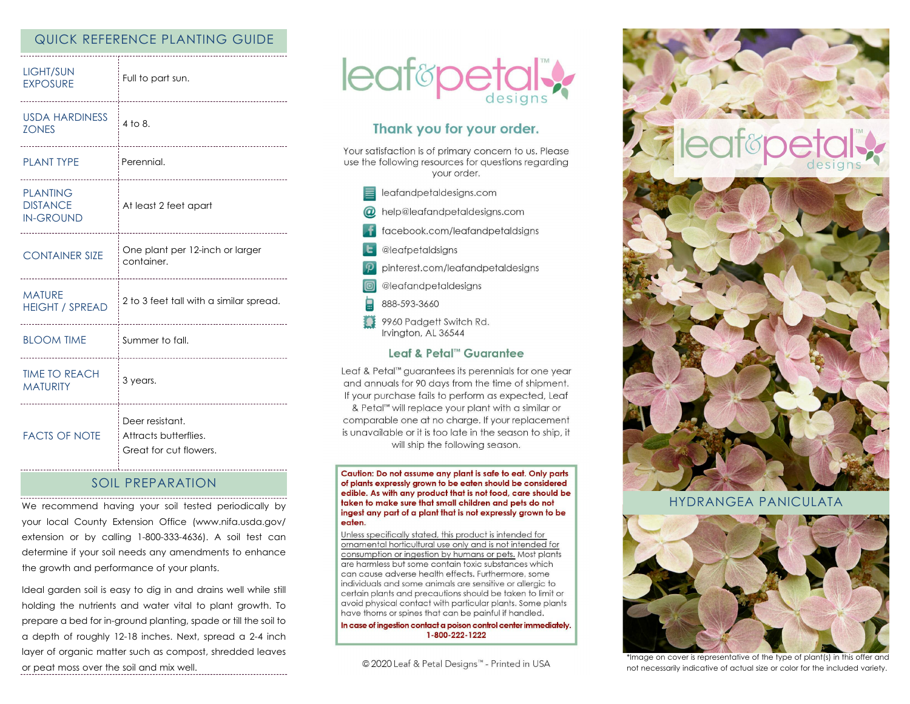## QUICK REFERENCE PLANTING GUIDE

| | |
|---|---|
| LIGHT/SUN EXPOSURE | Full to part sun. |
| USDA HARDINESS ZONES | 4 to 8. |
| PLANT TYPE | Perennial. |
| PLANTING DISTANCE IN-GROUND | At least 2 feet apart |
| CONTAINER SIZE | One plant per 12-inch or larger container. |
| MATURE HEIGHT / SPREAD | 2 to 3 feet tall with a similar spread. |
| BLOOM TIME | Summer to fall. |
| TIME TO REACH MATURITY | 3 years. |
| FACTS OF NOTE | Deer resistant. Attracts butterflies. Great for cut flowers. |

## SOIL PREPARATION

We recommend having your soil tested periodically by your local County Extension Office (www.nifa.usda.gov/extension or by calling 1-800-333-4636). A soil test can determine if your soil needs any amendments to enhance the growth and performance of your plants.

Ideal garden soil is easy to dig in and drains well while still holding the nutrients and water vital to plant growth. To prepare a bed for in-ground planting, spade or till the soil to a depth of roughly 12-18 inches. Next, spread a 2-4 inch layer of organic matter such as compost, shredded leaves or peat moss over the soil and mix well.

leaf&petal™ designs

## Thank you for your order.

Your satisfaction is of primary concern to us. Please use the following resources for questions regarding your order.

- leafandpetaldesigns.com
- help@leafandpetaldesigns.com
- facebook.com/leafandpetaldsigns
- @leafpetaldsigns
- pinterest.com/leafandpetaldesigns
- @leafandpetaldesigns
- 888-593-3660
- 9960 Padgett Switch Rd. Irvington, AL 36544

### Leaf & Petal™ Guarantee

Leaf & Petal™ guarantees its perennials for one year and annuals for 90 days from the time of shipment. If your purchase fails to perform as expected, Leaf & Petal™ will replace your plant with a similar or comparable one at no charge. If your replacement is unavailable or it is too late in the season to ship, it will ship the following season.

**Caution: Do not assume any plant is safe to eat. Only parts of plants expressly grown to be eaten should be considered edible. As with any product that is not food, care should be taken to make sure that small children and pets do not ingest any part of a plant that is not expressly grown to be eaten.**

Unless specifically stated, this product is intended for ornamental horticultural use only and is not intended for consumption or ingestion by humans or pets. Most plants are harmless but some contain toxic substances which can cause adverse health effects. Furthermore, some individuals and some animals are sensitive or allergic to certain plants and precautions should be taken to limit or avoid physical contact with particular plants. Some plants have thorns or spines that can be painful if handled.

**In case of ingestion contact a poison control center immediately. 1-800-222-1222**

© 2020 Leaf & Petal Designs™ - Printed in USA

leaf&petal™ designs

## HYDRANGEA PANICULATA

*Image on cover is representative of the type of plant(s) in this offer and not necessarily indicative of actual size or color for the included variety.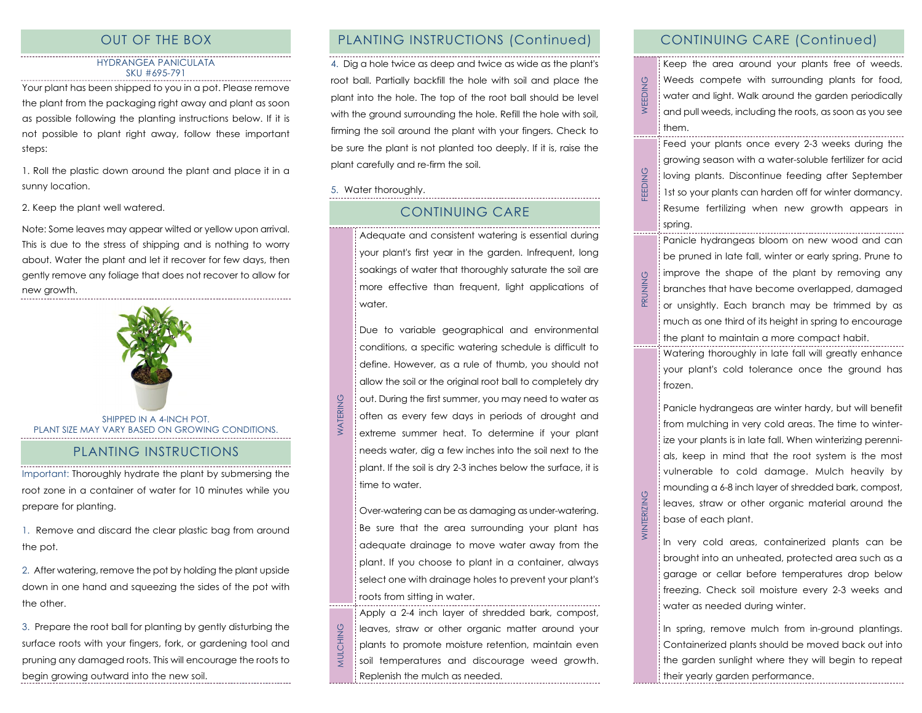## OUT OF THE BOX

HYDRANGEA PANICULATA
SKU #695-791

Your plant has been shipped to you in a pot. Please remove the plant from the packaging right away and plant as soon as possible following the planting instructions below. If it is not possible to plant right away, follow these important steps:

1. Roll the plastic down around the plant and place it in a sunny location.

2. Keep the plant well watered.

Note: Some leaves may appear wilted or yellow upon arrival. This is due to the stress of shipping and is nothing to worry about. Water the plant and let it recover for few days, then gently remove any foliage that does not recover to allow for new growth.

SHIPPED IN A 4-INCH POT.
PLANT SIZE MAY VARY BASED ON GROWING CONDITIONS.

## PLANTING INSTRUCTIONS

Important: Thoroughly hydrate the plant by submersing the root zone in a container of water for 10 minutes while you prepare for planting.

1. Remove and discard the clear plastic bag from around the pot.

2. After watering, remove the pot by holding the plant upside down in one hand and squeezing the sides of the pot with the other.

3. Prepare the root ball for planting by gently disturbing the surface roots with your fingers, fork, or gardening tool and pruning any damaged roots. This will encourage the roots to begin growing outward into the new soil.

## PLANTING INSTRUCTIONS (Continued)

4. Dig a hole twice as deep and twice as wide as the plant's root ball. Partially backfill the hole with soil and place the plant into the hole. The top of the root ball should be level with the ground surrounding the hole. Refill the hole with soil, firming the soil around the plant with your fingers. Check to be sure the plant is not planted too deeply. If it is, raise the plant carefully and re-firm the soil.

5. Water thoroughly.

## CONTINUING CARE

### WATERING

Adequate and consistent watering is essential during your plant's first year in the garden. Infrequent, long soakings of water that thoroughly saturate the soil are more effective than frequent, light applications of water.

Due to variable geographical and environmental conditions, a specific watering schedule is difficult to define. However, as a rule of thumb, you should not allow the soil or the original root ball to completely dry out. During the first summer, you may need to water as often as every few days in periods of drought and extreme summer heat. To determine if your plant needs water, dig a few inches into the soil next to the plant. If the soil is dry 2-3 inches below the surface, it is time to water.

Over-watering can be as damaging as under-watering. Be sure that the area surrounding your plant has adequate drainage to move water away from the plant. If you choose to plant in a container, always select one with drainage holes to prevent your plant's roots from sitting in water.

### MULCHING

Apply a 2-4 inch layer of shredded bark, compost, leaves, straw or other organic matter around your plants to promote moisture retention, maintain even soil temperatures and discourage weed growth. Replenish the mulch as needed.

## CONTINUING CARE (Continued)

### WEEDING

Keep the area around your plants free of weeds. Weeds compete with surrounding plants for food, water and light. Walk around the garden periodically and pull weeds, including the roots, as soon as you see them.

### FEEDING

Feed your plants once every 2-3 weeks during the growing season with a water-soluble fertilizer for acid loving plants. Discontinue feeding after September 1st so your plants can harden off for winter dormancy. Resume fertilizing when new growth appears in spring.

### PRUNING

Panicle hydrangeas bloom on new wood and can be pruned in late fall, winter or early spring. Prune to improve the shape of the plant by removing any branches that have become overlapped, damaged or unsightly. Each branch may be trimmed by as much as one third of its height in spring to encourage the plant to maintain a more compact habit.

### WINTERIZING

Watering thoroughly in late fall will greatly enhance your plant's cold tolerance once the ground has frozen.

Panicle hydrangeas are winter hardy, but will benefit from mulching in very cold areas. The time to winterize your plants is in late fall. When winterizing perennials, keep in mind that the root system is the most vulnerable to cold damage. Mulch heavily by mounding a 6-8 inch layer of shredded bark, compost, leaves, straw or other organic material around the base of each plant.

In very cold areas, containerized plants can be brought into an unheated, protected area such as a garage or cellar before temperatures drop below freezing. Check soil moisture every 2-3 weeks and water as needed during winter.

In spring, remove mulch from in-ground plantings. Containerized plants should be moved back out into the garden sunlight where they will begin to repeat their yearly garden performance.